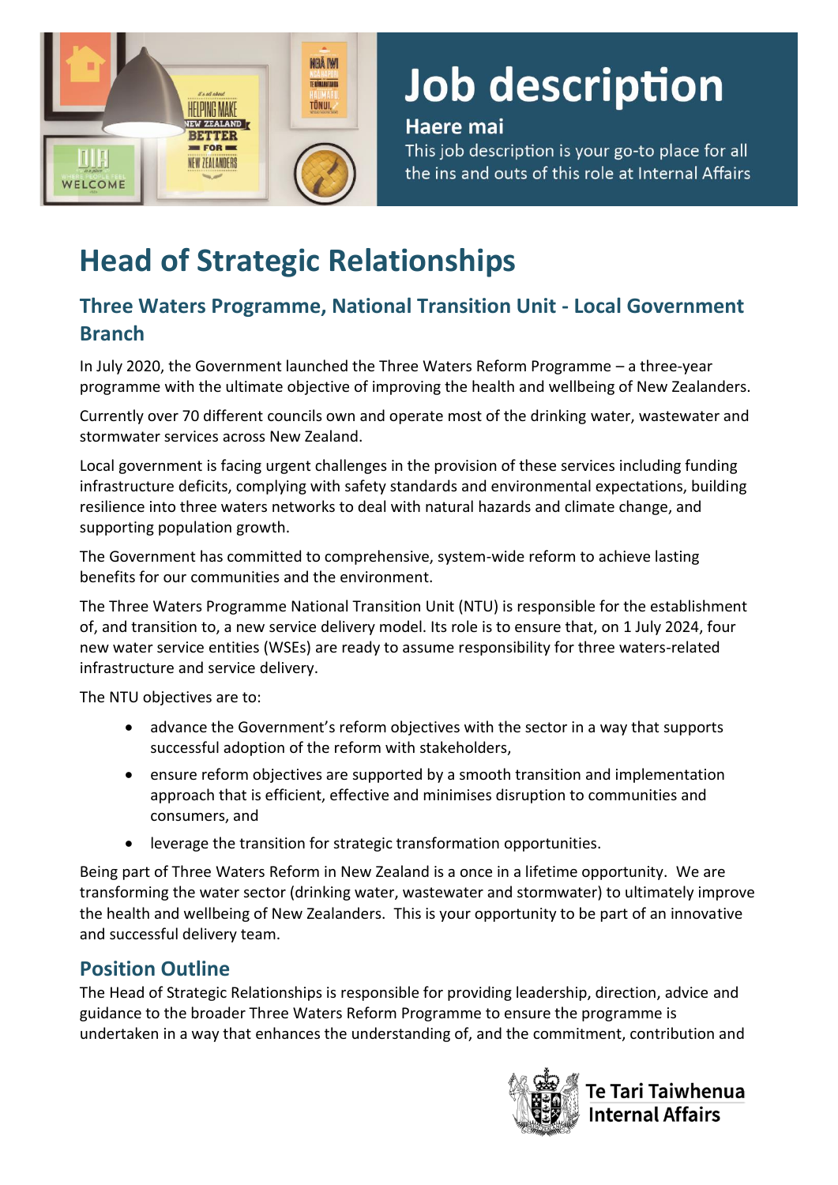# Job description

**Haere mai**

This job description is your go-to place for all the ins and outs of this role at Internal Affairs

# Head of Strategic Relationships

## Three Waters Programme, National Transition Unit - Local Government Branch

In July 2020, the Government launched the Three Waters Reform Programme – a three-year programme with the ultimate objective of improving the health and wellbeing of New Zealanders.

Currently over 70 different councils own and operate most of the drinking water, wastewater and stormwater services across New Zealand.

Local government is facing urgent challenges in the provision of these services including funding infrastructure deficits, complying with safety standards and environmental expectations, building resilience into three waters networks to deal with natural hazards and climate change, and supporting population growth.

The Government has committed to comprehensive, system-wide reform to achieve lasting benefits for our communities and the environment.

The Three Waters Programme National Transition Unit (NTU) is responsible for the establishment of, and transition to, a new service delivery model. Its role is to ensure that, on 1 July 2024, four new water service entities (WSEs) are ready to assume responsibility for three waters-related infrastructure and service delivery.

The NTU objectives are to:

- advance the Government's reform objectives with the sector in a way that supports successful adoption of the reform with stakeholders,
- ensure reform objectives are supported by a smooth transition and implementation approach that is efficient, effective and minimises disruption to communities and consumers, and
- leverage the transition for strategic transformation opportunities.

Being part of Three Waters Reform in New Zealand is a once in a lifetime opportunity. We are transforming the water sector (drinking water, wastewater and stormwater) to ultimately improve the health and wellbeing of New Zealanders. This is your opportunity to be part of an innovative and successful delivery team.

## Position Outline

The Head of Strategic Relationships is responsible for providing leadership, direction, advice and guidance to the broader Three Waters Reform Programme to ensure the programme is undertaken in a way that enhances the understanding of, and the commitment, contribution and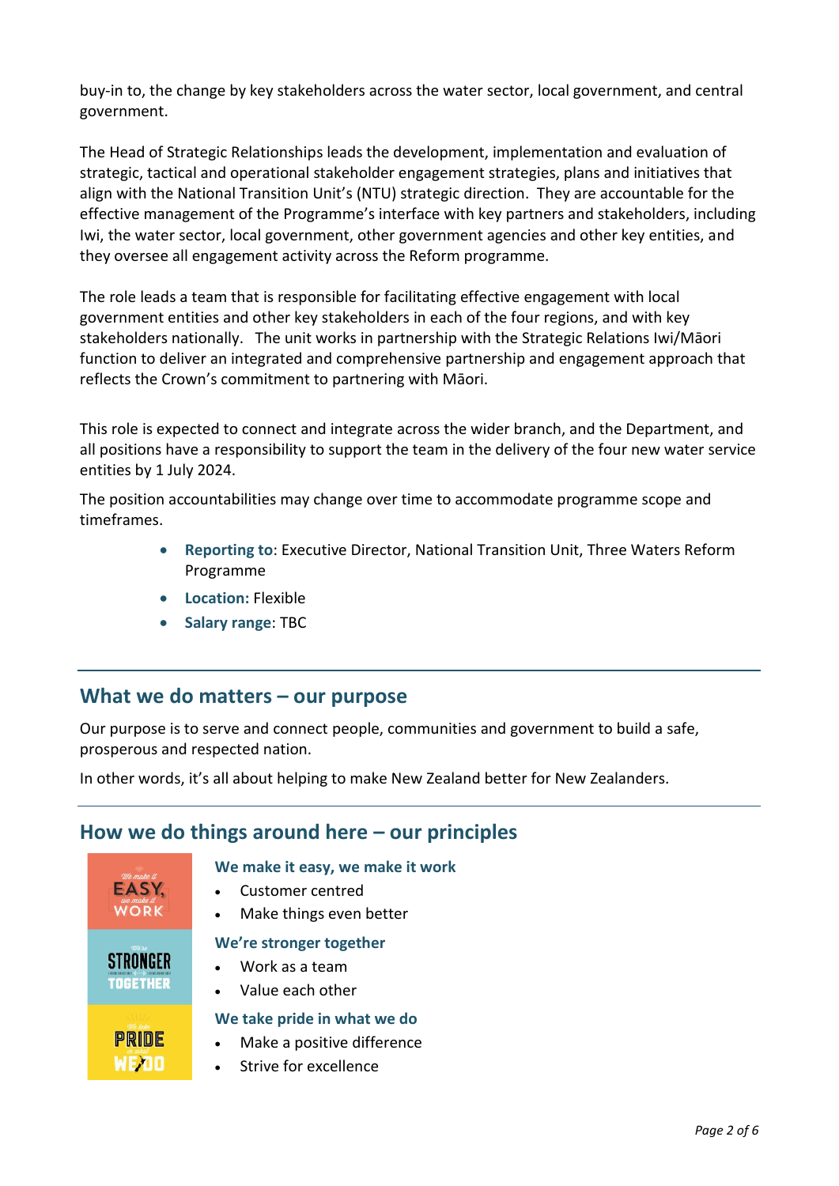buy-in to, the change by key stakeholders across the water sector, local government, and central government.

The Head of Strategic Relationships leads the development, implementation and evaluation of strategic, tactical and operational stakeholder engagement strategies, plans and initiatives that align with the National Transition Unit's (NTU) strategic direction. They are accountable for the effective management of the Programme's interface with key partners and stakeholders, including Iwi, the water sector, local government, other government agencies and other key entities, and they oversee all engagement activity across the Reform programme.

The role leads a team that is responsible for facilitating effective engagement with local government entities and other key stakeholders in each of the four regions, and with key stakeholders nationally. The unit works in partnership with the Strategic Relations Iwi/Māori function to deliver an integrated and comprehensive partnership and engagement approach that reflects the Crown's commitment to partnering with Māori.

This role is expected to connect and integrate across the wider branch, and the Department, and all positions have a responsibility to support the team in the delivery of the four new water service entities by 1 July 2024.

The position accountabilities may change over time to accommodate programme scope and timeframes.

- **Reporting to**: Executive Director, National Transition Unit, Three Waters Reform Programme
- **Location:** Flexible
- **Salary range**: TBC

## What we do matters – our purpose

Our purpose is to serve and connect people, communities and government to build a safe, prosperous and respected nation.

In other words, it's all about helping to make New Zealand better for New Zealanders.

## How we do things around here – our principles

### We make it easy, we make it work

- Customer centred
- Make things even better

### We're stronger together

- Work as a team
- Value each other

### We take pride in what we do

- Make a positive difference
- Strive for excellence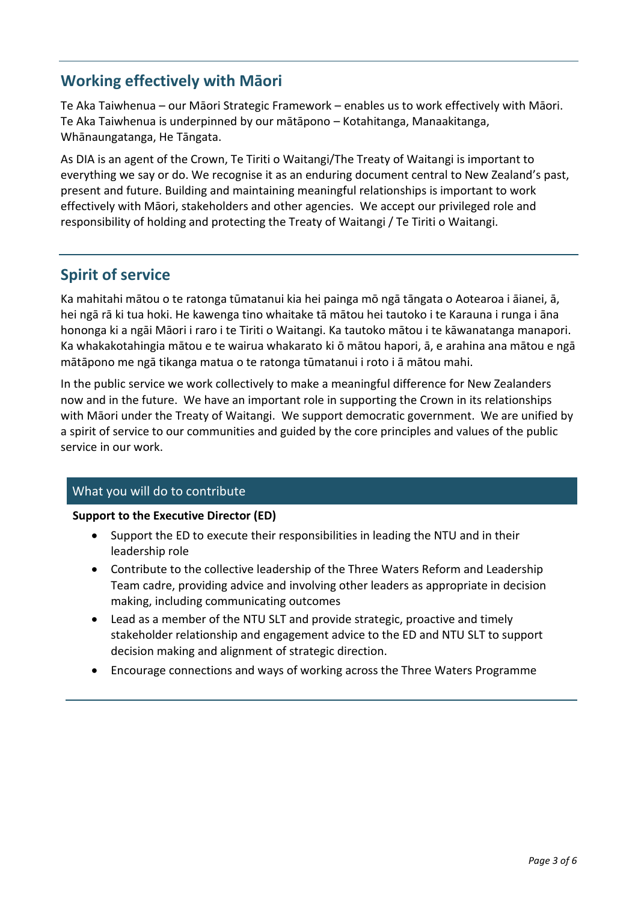## Working effectively with Māori

Te Aka Taiwhenua – our Māori Strategic Framework – enables us to work effectively with Māori. Te Aka Taiwhenua is underpinned by our mātāpono – Kotahitanga, Manaakitanga, Whānaungatanga, He Tāngata.

As DIA is an agent of the Crown, Te Tiriti o Waitangi/The Treaty of Waitangi is important to everything we say or do. We recognise it as an enduring document central to New Zealand's past, present and future. Building and maintaining meaningful relationships is important to work effectively with Māori, stakeholders and other agencies. We accept our privileged role and responsibility of holding and protecting the Treaty of Waitangi / Te Tiriti o Waitangi.

## Spirit of service

Ka mahitahi mātou o te ratonga tūmatanui kia hei painga mō ngā tāngata o Aotearoa i āianei, ā, hei ngā rā ki tua hoki. He kawenga tino whaitake tā mātou hei tautoko i te Karauna i runga i āna hononga ki a ngāi Māori i raro i te Tiriti o Waitangi. Ka tautoko mātou i te kāwanatanga manapori. Ka whakakotahingia mātou e te wairua whakarato ki ō mātou hapori, ā, e arahina ana mātou e ngā mātāpono me ngā tikanga matua o te ratonga tūmatanui i roto i ā mātou mahi.

In the public service we work collectively to make a meaningful difference for New Zealanders now and in the future. We have an important role in supporting the Crown in its relationships with Māori under the Treaty of Waitangi. We support democratic government. We are unified by a spirit of service to our communities and guided by the core principles and values of the public service in our work.

### What you will do to contribute

**Support to the Executive Director (ED)**

- Support the ED to execute their responsibilities in leading the NTU and in their leadership role
- Contribute to the collective leadership of the Three Waters Reform and Leadership Team cadre, providing advice and involving other leaders as appropriate in decision making, including communicating outcomes
- Lead as a member of the NTU SLT and provide strategic, proactive and timely stakeholder relationship and engagement advice to the ED and NTU SLT to support decision making and alignment of strategic direction.
- Encourage connections and ways of working across the Three Waters Programme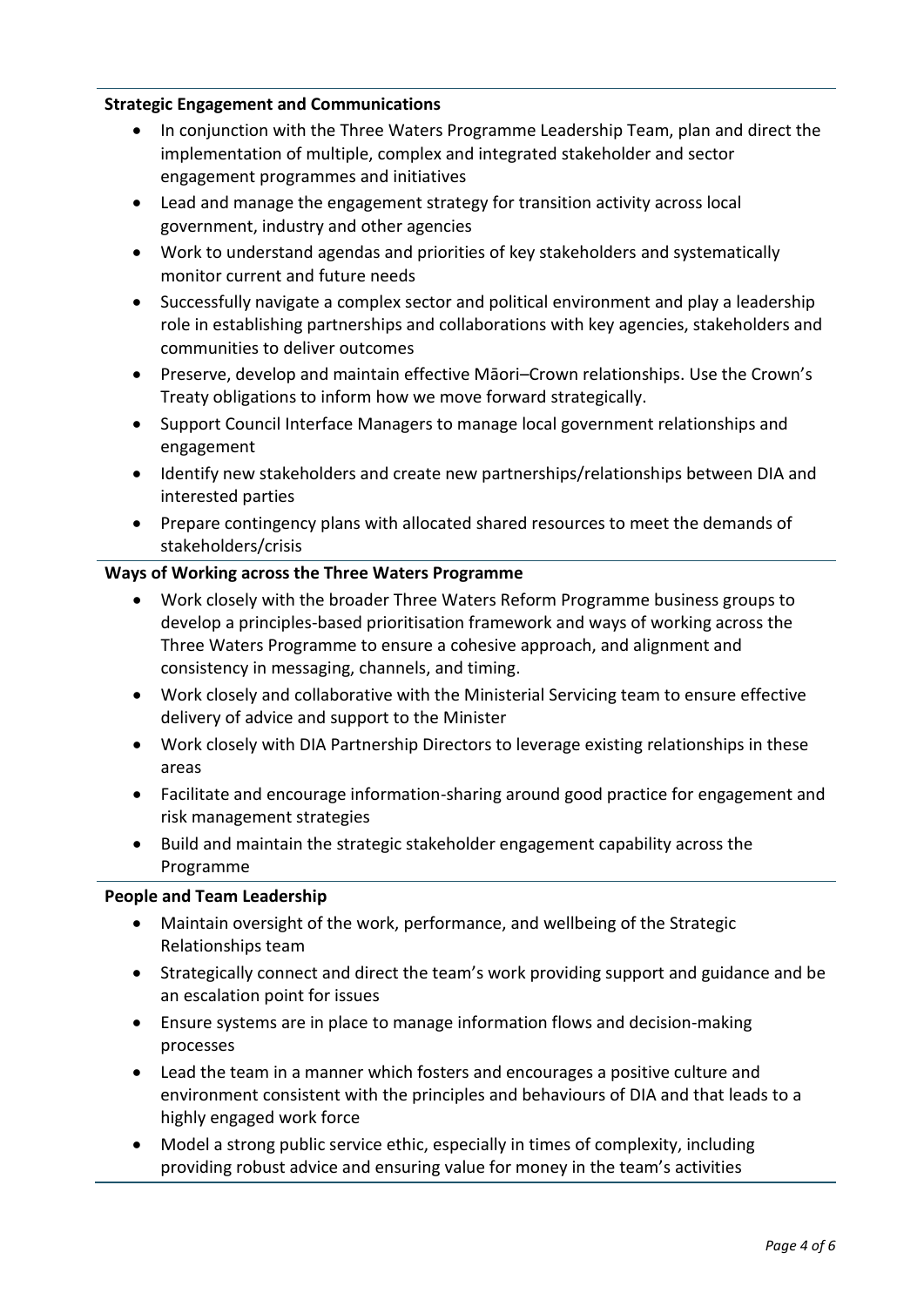**Strategic Engagement and Communications**

- In conjunction with the Three Waters Programme Leadership Team, plan and direct the implementation of multiple, complex and integrated stakeholder and sector engagement programmes and initiatives
- Lead and manage the engagement strategy for transition activity across local government, industry and other agencies
- Work to understand agendas and priorities of key stakeholders and systematically monitor current and future needs
- Successfully navigate a complex sector and political environment and play a leadership role in establishing partnerships and collaborations with key agencies, stakeholders and communities to deliver outcomes
- Preserve, develop and maintain effective Māori–Crown relationships. Use the Crown's Treaty obligations to inform how we move forward strategically.
- Support Council Interface Managers to manage local government relationships and engagement
- Identify new stakeholders and create new partnerships/relationships between DIA and interested parties
- Prepare contingency plans with allocated shared resources to meet the demands of stakeholders/crisis

**Ways of Working across the Three Waters Programme**

- Work closely with the broader Three Waters Reform Programme business groups to develop a principles-based prioritisation framework and ways of working across the Three Waters Programme to ensure a cohesive approach, and alignment and consistency in messaging, channels, and timing.
- Work closely and collaborative with the Ministerial Servicing team to ensure effective delivery of advice and support to the Minister
- Work closely with DIA Partnership Directors to leverage existing relationships in these areas
- Facilitate and encourage information-sharing around good practice for engagement and risk management strategies
- Build and maintain the strategic stakeholder engagement capability across the Programme

**People and Team Leadership**

- Maintain oversight of the work, performance, and wellbeing of the Strategic Relationships team
- Strategically connect and direct the team's work providing support and guidance and be an escalation point for issues
- Ensure systems are in place to manage information flows and decision-making processes
- Lead the team in a manner which fosters and encourages a positive culture and environment consistent with the principles and behaviours of DIA and that leads to a highly engaged work force
- Model a strong public service ethic, especially in times of complexity, including providing robust advice and ensuring value for money in the team's activities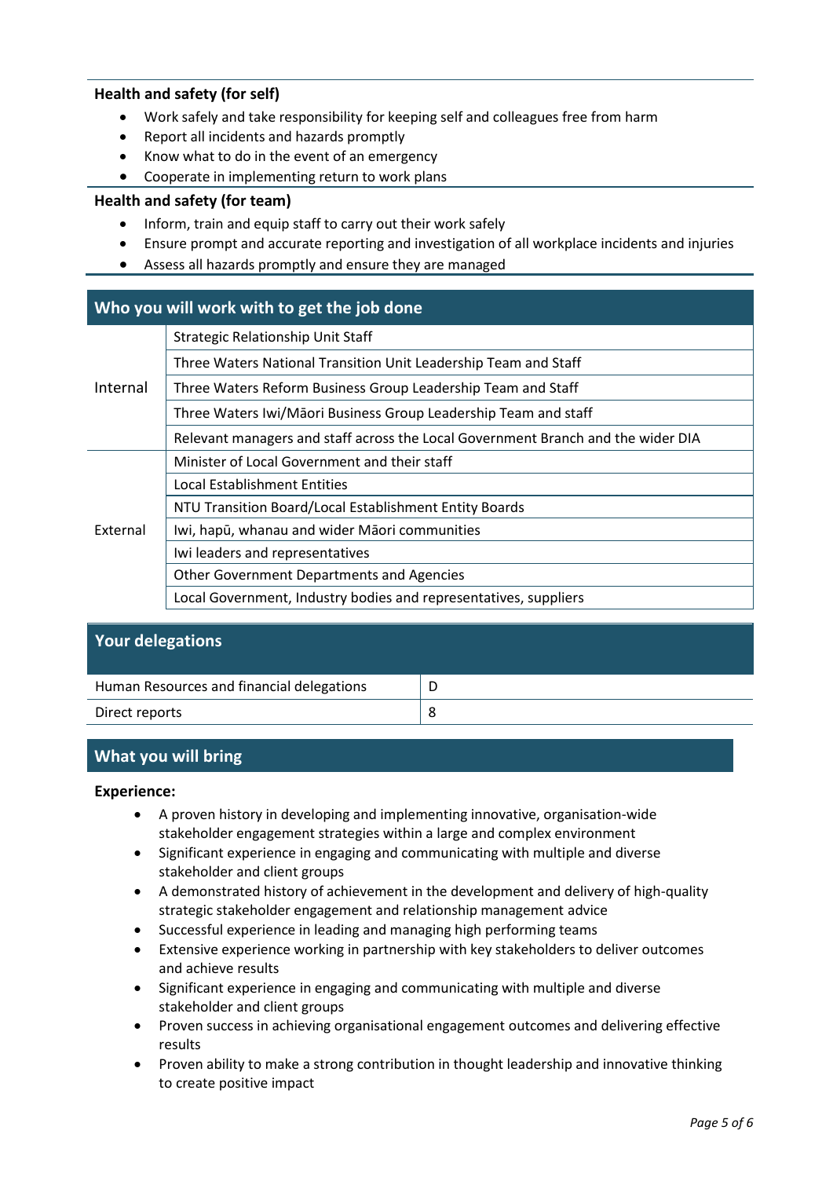**Health and safety (for self)**

- Work safely and take responsibility for keeping self and colleagues free from harm
- Report all incidents and hazards promptly
- Know what to do in the event of an emergency
- Cooperate in implementing return to work plans

**Health and safety (for team)**

- Inform, train and equip staff to carry out their work safely
- Ensure prompt and accurate reporting and investigation of all workplace incidents and injuries
- Assess all hazards promptly and ensure they are managed

## Who you will work with to get the job done

| | |
|---|---|
| Internal | Strategic Relationship Unit Staff |
| | Three Waters National Transition Unit Leadership Team and Staff |
| | Three Waters Reform Business Group Leadership Team and Staff |
| | Three Waters Iwi/Māori Business Group Leadership Team and staff |
| | Relevant managers and staff across the Local Government Branch and the wider DIA |
| External | Minister of Local Government and their staff |
| | Local Establishment Entities |
| | NTU Transition Board/Local Establishment Entity Boards |
| | Iwi, hapū, whanau and wider Māori communities |
| | Iwi leaders and representatives |
| | Other Government Departments and Agencies |
| | Local Government, Industry bodies and representatives, suppliers |

## Your delegations

| | |
|---|---|
| Human Resources and financial delegations | D |
| Direct reports | 8 |

## What you will bring

**Experience:**

- A proven history in developing and implementing innovative, organisation-wide stakeholder engagement strategies within a large and complex environment
- Significant experience in engaging and communicating with multiple and diverse stakeholder and client groups
- A demonstrated history of achievement in the development and delivery of high-quality strategic stakeholder engagement and relationship management advice
- Successful experience in leading and managing high performing teams
- Extensive experience working in partnership with key stakeholders to deliver outcomes and achieve results
- Significant experience in engaging and communicating with multiple and diverse stakeholder and client groups
- Proven success in achieving organisational engagement outcomes and delivering effective results
- Proven ability to make a strong contribution in thought leadership and innovative thinking to create positive impact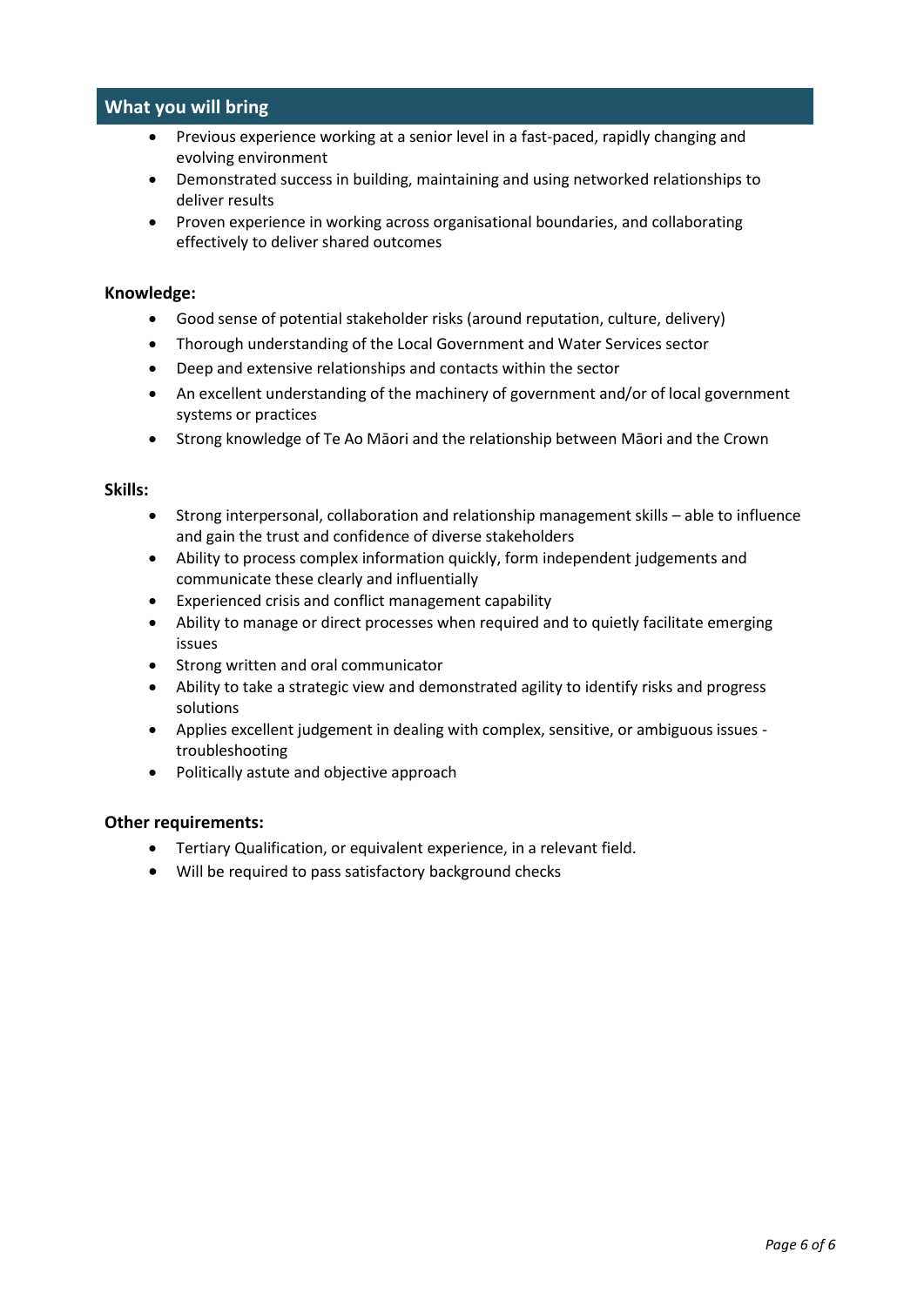## What you will bring

- Previous experience working at a senior level in a fast-paced, rapidly changing and evolving environment
- Demonstrated success in building, maintaining and using networked relationships to deliver results
- Proven experience in working across organisational boundaries, and collaborating effectively to deliver shared outcomes

### Knowledge:

- Good sense of potential stakeholder risks (around reputation, culture, delivery)
- Thorough understanding of the Local Government and Water Services sector
- Deep and extensive relationships and contacts within the sector
- An excellent understanding of the machinery of government and/or of local government systems or practices
- Strong knowledge of Te Ao Māori and the relationship between Māori and the Crown

### Skills:

- Strong interpersonal, collaboration and relationship management skills – able to influence and gain the trust and confidence of diverse stakeholders
- Ability to process complex information quickly, form independent judgements and communicate these clearly and influentially
- Experienced crisis and conflict management capability
- Ability to manage or direct processes when required and to quietly facilitate emerging issues
- Strong written and oral communicator
- Ability to take a strategic view and demonstrated agility to identify risks and progress solutions
- Applies excellent judgement in dealing with complex, sensitive, or ambiguous issues - troubleshooting
- Politically astute and objective approach

### Other requirements:

- Tertiary Qualification, or equivalent experience, in a relevant field.
- Will be required to pass satisfactory background checks